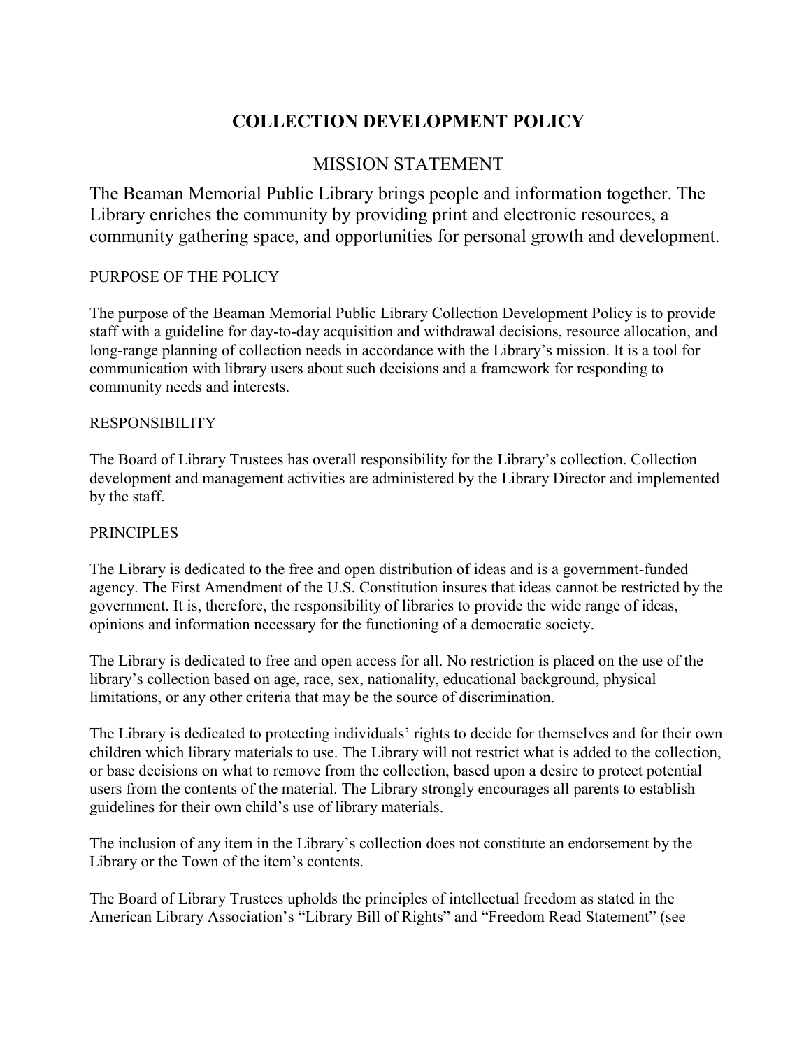# COLLECTION DEVELOPMENT POLICY

## MISSION STATEMENT

The Beaman Memorial Public Library brings people and information together. The Library enriches the community by providing print and electronic resources, a community gathering space, and opportunities for personal growth and development.

### PURPOSE OF THE POLICY

The purpose of the Beaman Memorial Public Library Collection Development Policy is to provide staff with a guideline for day-to-day acquisition and withdrawal decisions, resource allocation, and long-range planning of collection needs in accordance with the Library's mission. It is a tool for communication with library users about such decisions and a framework for responding to community needs and interests.

### RESPONSIBILITY

The Board of Library Trustees has overall responsibility for the Library's collection. Collection development and management activities are administered by the Library Director and implemented by the staff.

### PRINCIPLES

The Library is dedicated to the free and open distribution of ideas and is a government-funded agency. The First Amendment of the U.S. Constitution insures that ideas cannot be restricted by the government. It is, therefore, the responsibility of libraries to provide the wide range of ideas, opinions and information necessary for the functioning of a democratic society.

The Library is dedicated to free and open access for all. No restriction is placed on the use of the library's collection based on age, race, sex, nationality, educational background, physical limitations, or any other criteria that may be the source of discrimination.

The Library is dedicated to protecting individuals' rights to decide for themselves and for their own children which library materials to use. The Library will not restrict what is added to the collection, or base decisions on what to remove from the collection, based upon a desire to protect potential users from the contents of the material. The Library strongly encourages all parents to establish guidelines for their own child's use of library materials.

The inclusion of any item in the Library's collection does not constitute an endorsement by the Library or the Town of the item's contents.

The Board of Library Trustees upholds the principles of intellectual freedom as stated in the American Library Association's "Library Bill of Rights" and "Freedom Read Statement" (see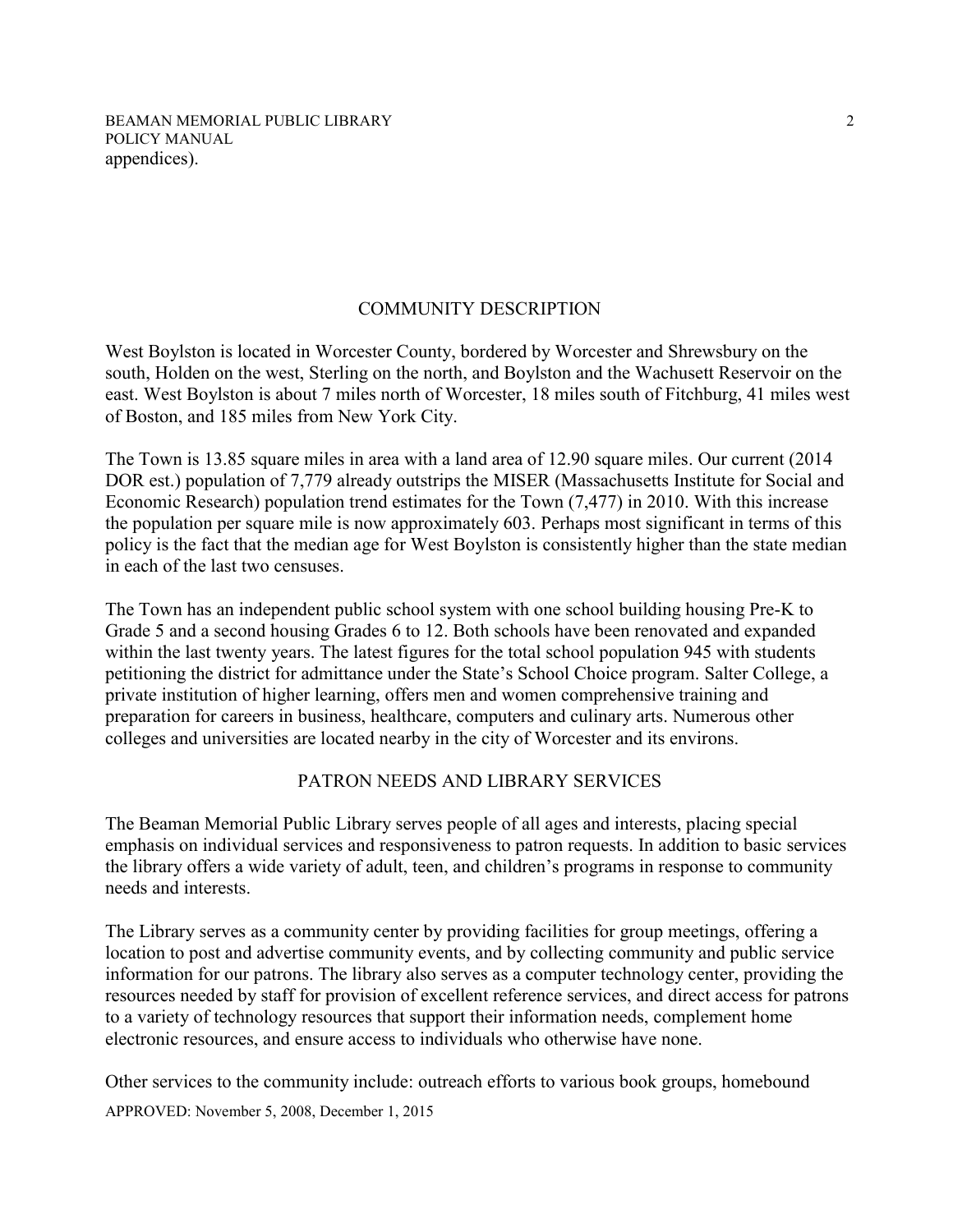appendices).

## COMMUNITY DESCRIPTION

West Boylston is located in Worcester County, bordered by Worcester and Shrewsbury on the south, Holden on the west, Sterling on the north, and Boylston and the Wachusett Reservoir on the east. West Boylston is about 7 miles north of Worcester, 18 miles south of Fitchburg, 41 miles west of Boston, and 185 miles from New York City.

The Town is 13.85 square miles in area with a land area of 12.90 square miles. Our current (2014 DOR est.) population of 7,779 already outstrips the MISER (Massachusetts Institute for Social and Economic Research) population trend estimates for the Town (7,477) in 2010. With this increase the population per square mile is now approximately 603. Perhaps most significant in terms of this policy is the fact that the median age for West Boylston is consistently higher than the state median in each of the last two censuses.

The Town has an independent public school system with one school building housing Pre-K to Grade 5 and a second housing Grades 6 to 12. Both schools have been renovated and expanded within the last twenty years. The latest figures for the total school population 945 with students petitioning the district for admittance under the State's School Choice program. Salter College, a private institution of higher learning, offers men and women comprehensive training and preparation for careers in business, healthcare, computers and culinary arts. Numerous other colleges and universities are located nearby in the city of Worcester and its environs.

## PATRON NEEDS AND LIBRARY SERVICES

The Beaman Memorial Public Library serves people of all ages and interests, placing special emphasis on individual services and responsiveness to patron requests. In addition to basic services the library offers a wide variety of adult, teen, and children's programs in response to community needs and interests.

The Library serves as a community center by providing facilities for group meetings, offering a location to post and advertise community events, and by collecting community and public service information for our patrons. The library also serves as a computer technology center, providing the resources needed by staff for provision of excellent reference services, and direct access for patrons to a variety of technology resources that support their information needs, complement home electronic resources, and ensure access to individuals who otherwise have none.

Other services to the community include: outreach efforts to various book groups, homebound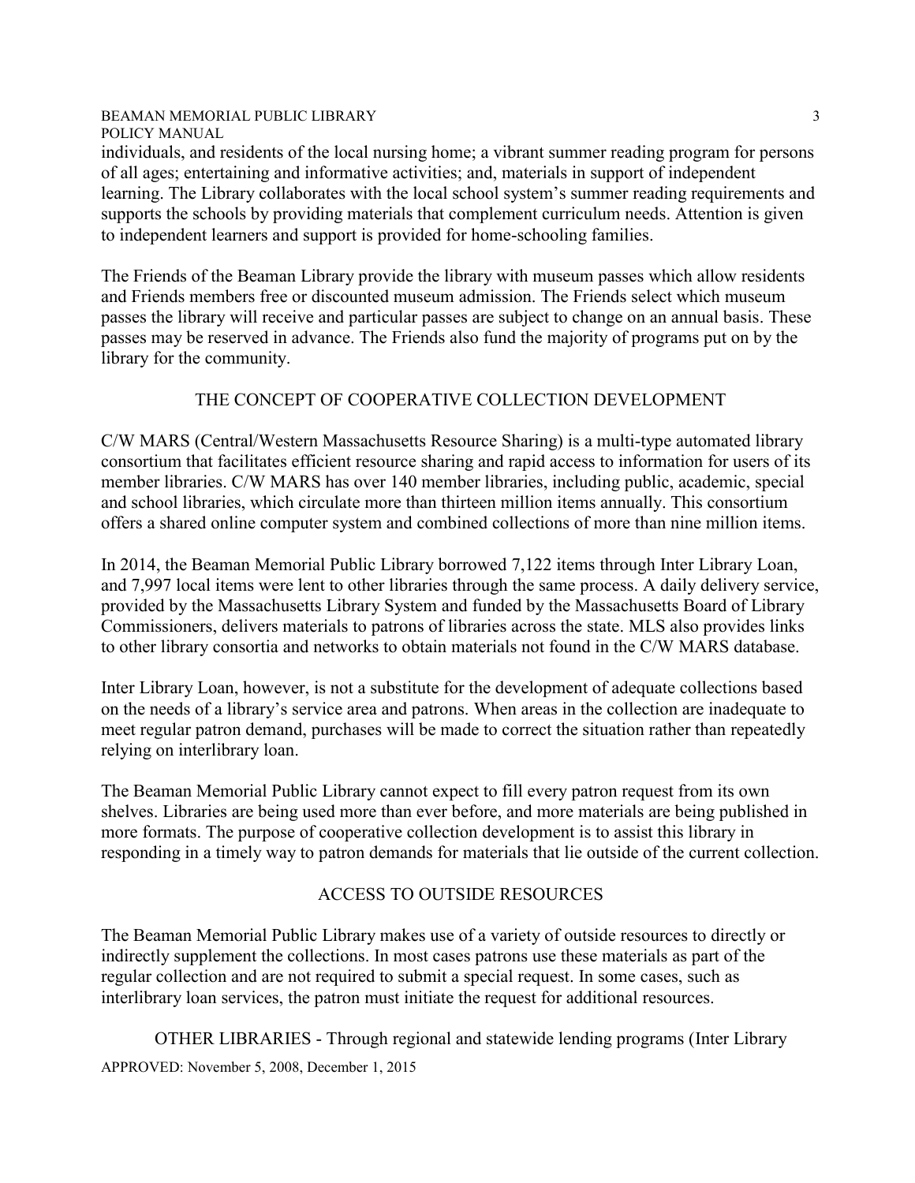individuals, and residents of the local nursing home; a vibrant summer reading program for persons of all ages; entertaining and informative activities; and, materials in support of independent learning. The Library collaborates with the local school system's summer reading requirements and supports the schools by providing materials that complement curriculum needs. Attention is given to independent learners and support is provided for home-schooling families.

The Friends of the Beaman Library provide the library with museum passes which allow residents and Friends members free or discounted museum admission. The Friends select which museum passes the library will receive and particular passes are subject to change on an annual basis. These passes may be reserved in advance. The Friends also fund the majority of programs put on by the library for the community.

## THE CONCEPT OF COOPERATIVE COLLECTION DEVELOPMENT

C/W MARS (Central/Western Massachusetts Resource Sharing) is a multi-type automated library consortium that facilitates efficient resource sharing and rapid access to information for users of its member libraries. C/W MARS has over 140 member libraries, including public, academic, special and school libraries, which circulate more than thirteen million items annually. This consortium offers a shared online computer system and combined collections of more than nine million items.

In 2014, the Beaman Memorial Public Library borrowed 7,122 items through Inter Library Loan, and 7,997 local items were lent to other libraries through the same process. A daily delivery service, provided by the Massachusetts Library System and funded by the Massachusetts Board of Library Commissioners, delivers materials to patrons of libraries across the state. MLS also provides links to other library consortia and networks to obtain materials not found in the C/W MARS database.

Inter Library Loan, however, is not a substitute for the development of adequate collections based on the needs of a library's service area and patrons. When areas in the collection are inadequate to meet regular patron demand, purchases will be made to correct the situation rather than repeatedly relying on interlibrary loan.

The Beaman Memorial Public Library cannot expect to fill every patron request from its own shelves. Libraries are being used more than ever before, and more materials are being published in more formats. The purpose of cooperative collection development is to assist this library in responding in a timely way to patron demands for materials that lie outside of the current collection.

## ACCESS TO OUTSIDE RESOURCES

The Beaman Memorial Public Library makes use of a variety of outside resources to directly or indirectly supplement the collections. In most cases patrons use these materials as part of the regular collection and are not required to submit a special request. In some cases, such as interlibrary loan services, the patron must initiate the request for additional resources.

OTHER LIBRARIES - Through regional and statewide lending programs (Inter Library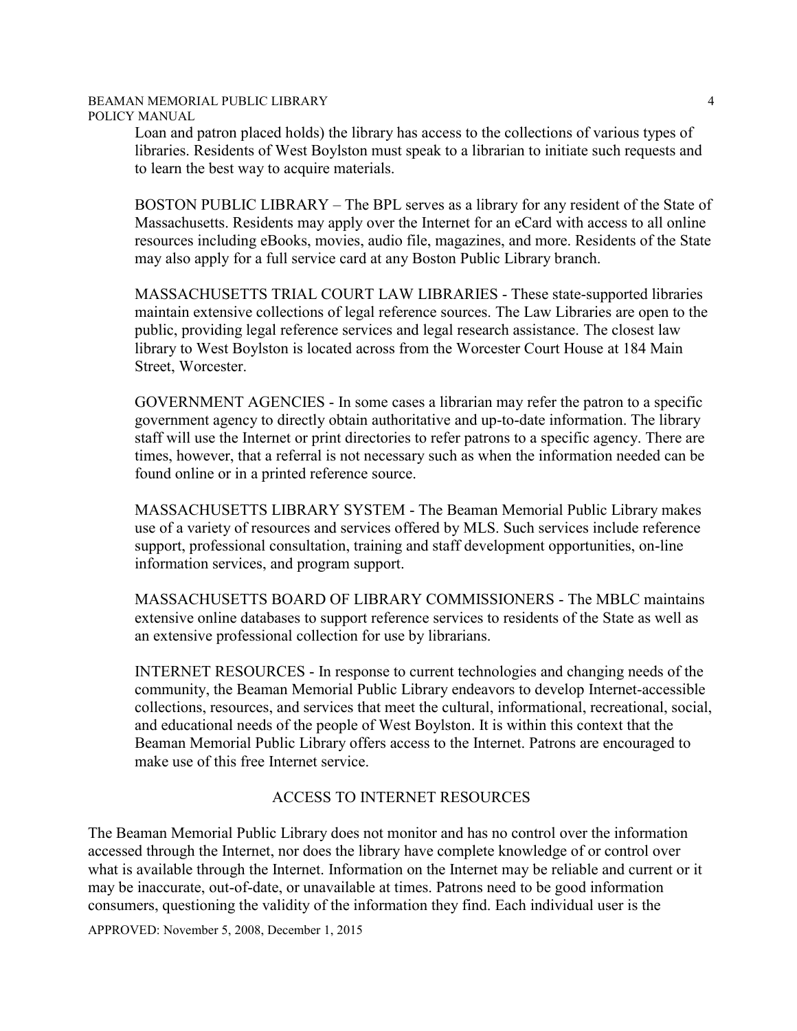Loan and patron placed holds) the library has access to the collections of various types of libraries. Residents of West Boylston must speak to a librarian to initiate such requests and to learn the best way to acquire materials.

BOSTON PUBLIC LIBRARY – The BPL serves as a library for any resident of the State of Massachusetts. Residents may apply over the Internet for an eCard with access to all online resources including eBooks, movies, audio file, magazines, and more. Residents of the State may also apply for a full service card at any Boston Public Library branch.

MASSACHUSETTS TRIAL COURT LAW LIBRARIES - These state-supported libraries maintain extensive collections of legal reference sources. The Law Libraries are open to the public, providing legal reference services and legal research assistance. The closest law library to West Boylston is located across from the Worcester Court House at 184 Main Street, Worcester.

GOVERNMENT AGENCIES - In some cases a librarian may refer the patron to a specific government agency to directly obtain authoritative and up-to-date information. The library staff will use the Internet or print directories to refer patrons to a specific agency. There are times, however, that a referral is not necessary such as when the information needed can be found online or in a printed reference source.

MASSACHUSETTS LIBRARY SYSTEM - The Beaman Memorial Public Library makes use of a variety of resources and services offered by MLS. Such services include reference support, professional consultation, training and staff development opportunities, on-line information services, and program support.

MASSACHUSETTS BOARD OF LIBRARY COMMISSIONERS - The MBLC maintains extensive online databases to support reference services to residents of the State as well as an extensive professional collection for use by librarians.

INTERNET RESOURCES - In response to current technologies and changing needs of the community, the Beaman Memorial Public Library endeavors to develop Internet-accessible collections, resources, and services that meet the cultural, informational, recreational, social, and educational needs of the people of West Boylston. It is within this context that the Beaman Memorial Public Library offers access to the Internet. Patrons are encouraged to make use of this free Internet service.

## ACCESS TO INTERNET RESOURCES

The Beaman Memorial Public Library does not monitor and has no control over the information accessed through the Internet, nor does the library have complete knowledge of or control over what is available through the Internet. Information on the Internet may be reliable and current or it may be inaccurate, out-of-date, or unavailable at times. Patrons need to be good information consumers, questioning the validity of the information they find. Each individual user is the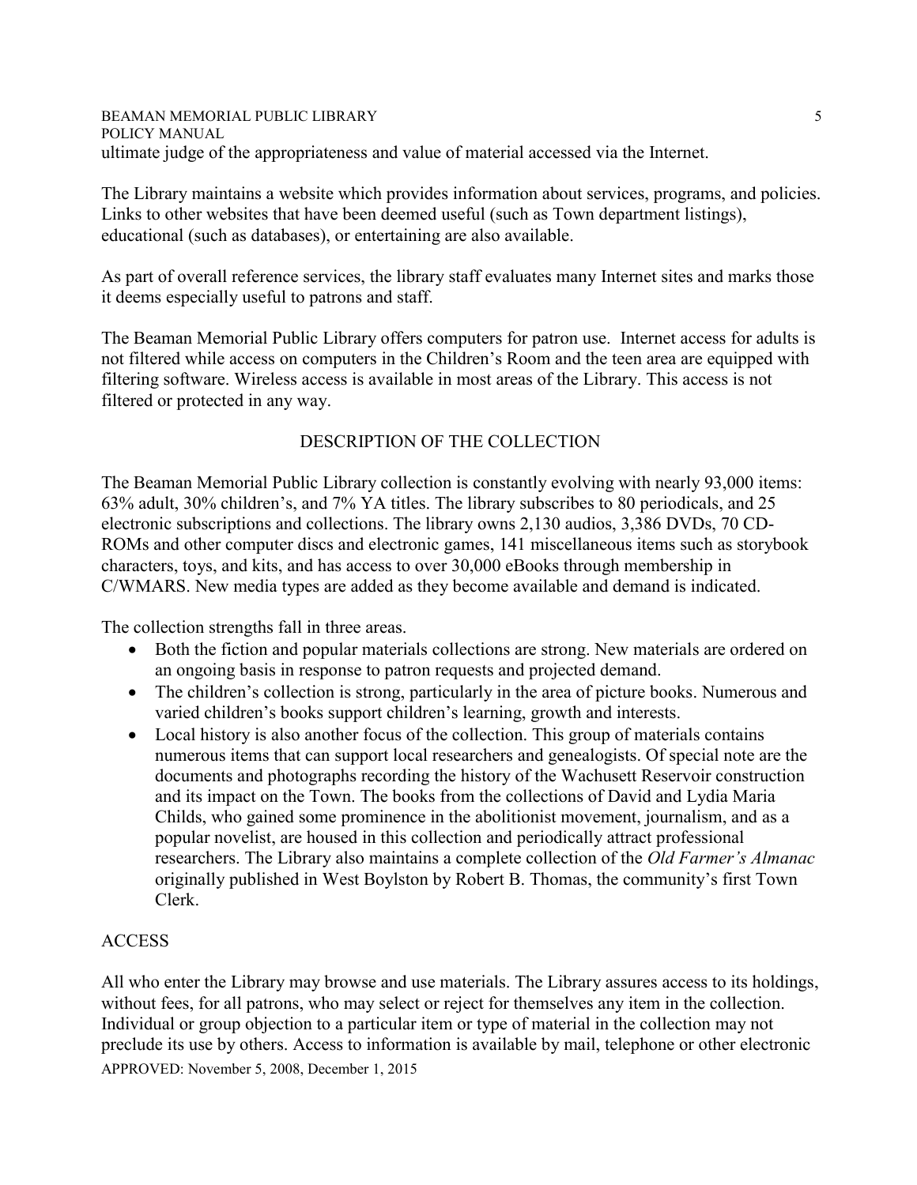ultimate judge of the appropriateness and value of material accessed via the Internet.

The Library maintains a website which provides information about services, programs, and policies. Links to other websites that have been deemed useful (such as Town department listings), educational (such as databases), or entertaining are also available.

As part of overall reference services, the library staff evaluates many Internet sites and marks those it deems especially useful to patrons and staff.

The Beaman Memorial Public Library offers computers for patron use. Internet access for adults is not filtered while access on computers in the Children's Room and the teen area are equipped with filtering software. Wireless access is available in most areas of the Library. This access is not filtered or protected in any way.

## DESCRIPTION OF THE COLLECTION

The Beaman Memorial Public Library collection is constantly evolving with nearly 93,000 items: 63% adult, 30% children's, and 7% YA titles. The library subscribes to 80 periodicals, and 25 electronic subscriptions and collections. The library owns 2,130 audios, 3,386 DVDs, 70 CD-ROMs and other computer discs and electronic games, 141 miscellaneous items such as storybook characters, toys, and kits, and has access to over 30,000 eBooks through membership in C/WMARS. New media types are added as they become available and demand is indicated.

The collection strengths fall in three areas.

- Both the fiction and popular materials collections are strong. New materials are ordered on an ongoing basis in response to patron requests and projected demand.
- The children's collection is strong, particularly in the area of picture books. Numerous and varied children's books support children's learning, growth and interests.
- Local history is also another focus of the collection. This group of materials contains numerous items that can support local researchers and genealogists. Of special note are the documents and photographs recording the history of the Wachusett Reservoir construction and its impact on the Town. The books from the collections of David and Lydia Maria Childs, who gained some prominence in the abolitionist movement, journalism, and as a popular novelist, are housed in this collection and periodically attract professional researchers. The Library also maintains a complete collection of the *Old Farmer's Almanac* originally published in West Boylston by Robert B. Thomas, the community's first Town Clerk.

## ACCESS

All who enter the Library may browse and use materials. The Library assures access to its holdings, without fees, for all patrons, who may select or reject for themselves any item in the collection. Individual or group objection to a particular item or type of material in the collection may not preclude its use by others. Access to information is available by mail, telephone or other electronic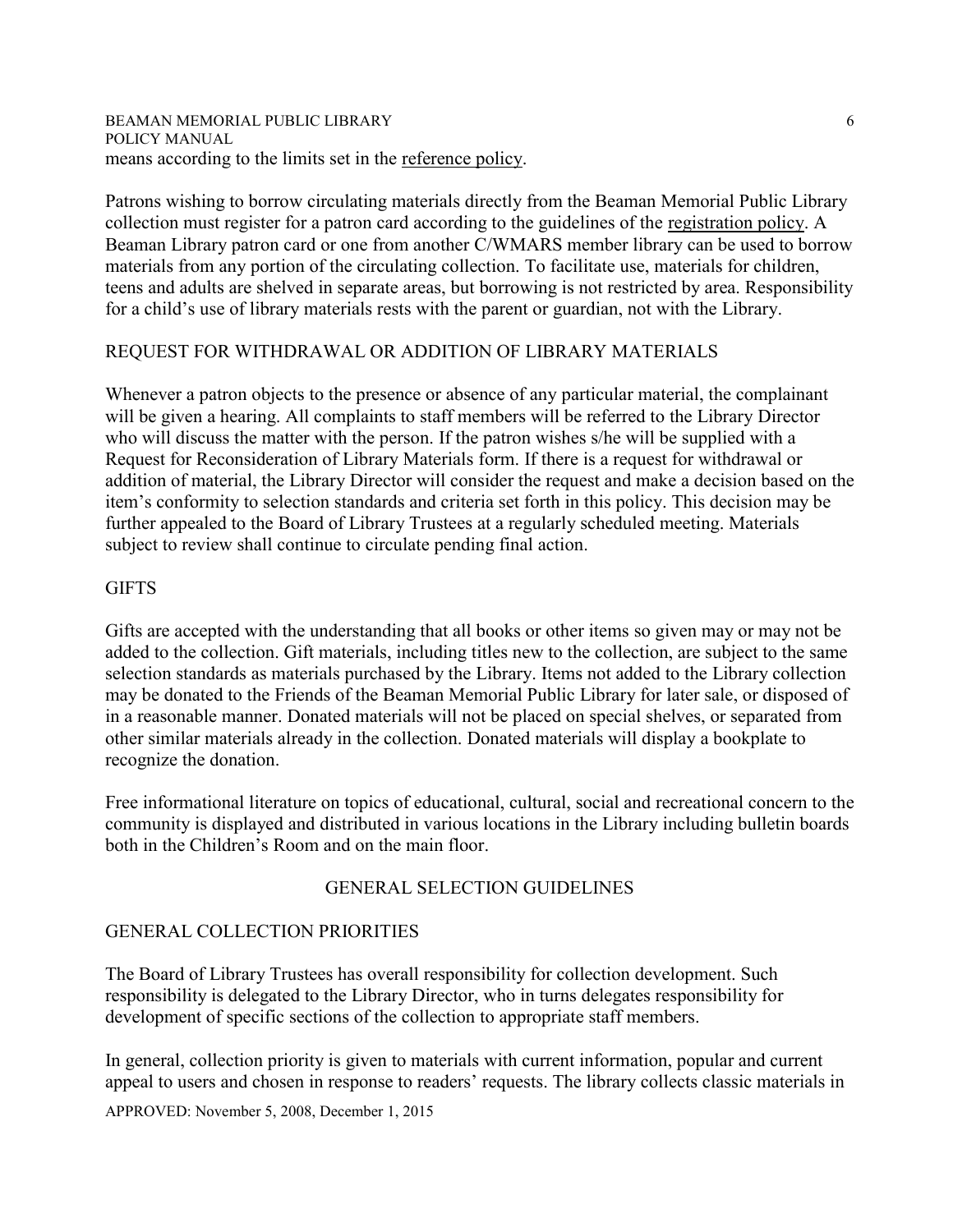means according to the limits set in the reference policy.

Patrons wishing to borrow circulating materials directly from the Beaman Memorial Public Library collection must register for a patron card according to the guidelines of the registration policy. A Beaman Library patron card or one from another C/WMARS member library can be used to borrow materials from any portion of the circulating collection. To facilitate use, materials for children, teens and adults are shelved in separate areas, but borrowing is not restricted by area. Responsibility for a child's use of library materials rests with the parent or guardian, not with the Library.

## REQUEST FOR WITHDRAWAL OR ADDITION OF LIBRARY MATERIALS

Whenever a patron objects to the presence or absence of any particular material, the complainant will be given a hearing. All complaints to staff members will be referred to the Library Director who will discuss the matter with the person. If the patron wishes s/he will be supplied with a Request for Reconsideration of Library Materials form. If there is a request for withdrawal or addition of material, the Library Director will consider the request and make a decision based on the item's conformity to selection standards and criteria set forth in this policy. This decision may be further appealed to the Board of Library Trustees at a regularly scheduled meeting. Materials subject to review shall continue to circulate pending final action.

## GIFTS

Gifts are accepted with the understanding that all books or other items so given may or may not be added to the collection. Gift materials, including titles new to the collection, are subject to the same selection standards as materials purchased by the Library. Items not added to the Library collection may be donated to the Friends of the Beaman Memorial Public Library for later sale, or disposed of in a reasonable manner. Donated materials will not be placed on special shelves, or separated from other similar materials already in the collection. Donated materials will display a bookplate to recognize the donation.

Free informational literature on topics of educational, cultural, social and recreational concern to the community is displayed and distributed in various locations in the Library including bulletin boards both in the Children's Room and on the main floor.

# GENERAL SELECTION GUIDELINES

## GENERAL COLLECTION PRIORITIES

The Board of Library Trustees has overall responsibility for collection development. Such responsibility is delegated to the Library Director, who in turns delegates responsibility for development of specific sections of the collection to appropriate staff members.

In general, collection priority is given to materials with current information, popular and current appeal to users and chosen in response to readers' requests. The library collects classic materials in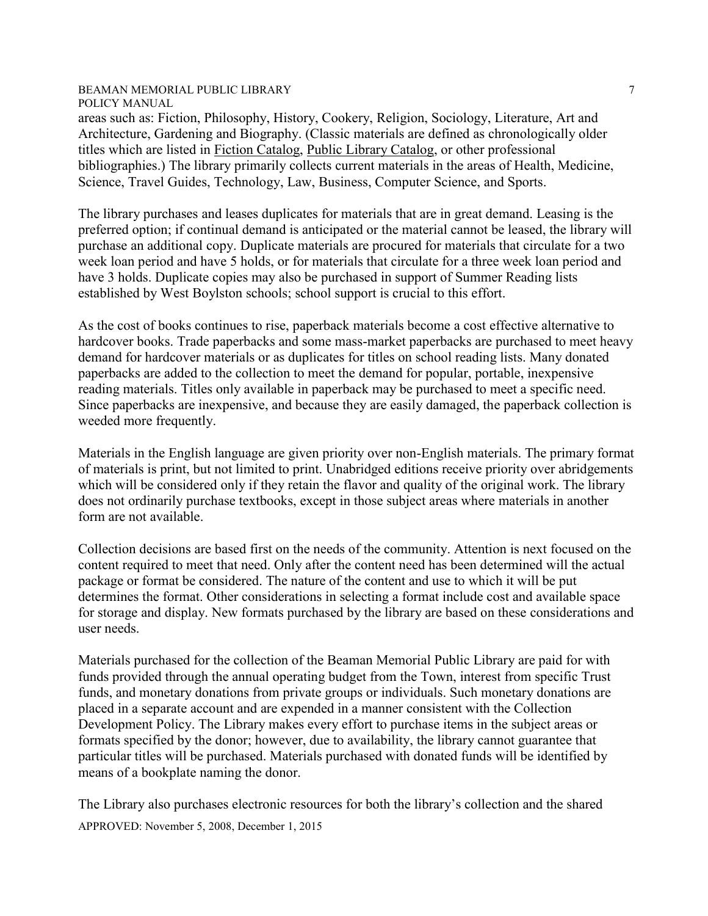areas such as: Fiction, Philosophy, History, Cookery, Religion, Sociology, Literature, Art and Architecture, Gardening and Biography. (Classic materials are defined as chronologically older titles which are listed in Fiction Catalog, Public Library Catalog, or other professional bibliographies.) The library primarily collects current materials in the areas of Health, Medicine, Science, Travel Guides, Technology, Law, Business, Computer Science, and Sports.

The library purchases and leases duplicates for materials that are in great demand. Leasing is the preferred option; if continual demand is anticipated or the material cannot be leased, the library will purchase an additional copy. Duplicate materials are procured for materials that circulate for a two week loan period and have 5 holds, or for materials that circulate for a three week loan period and have 3 holds. Duplicate copies may also be purchased in support of Summer Reading lists established by West Boylston schools; school support is crucial to this effort.

As the cost of books continues to rise, paperback materials become a cost effective alternative to hardcover books. Trade paperbacks and some mass-market paperbacks are purchased to meet heavy demand for hardcover materials or as duplicates for titles on school reading lists. Many donated paperbacks are added to the collection to meet the demand for popular, portable, inexpensive reading materials. Titles only available in paperback may be purchased to meet a specific need. Since paperbacks are inexpensive, and because they are easily damaged, the paperback collection is weeded more frequently.

Materials in the English language are given priority over non-English materials. The primary format of materials is print, but not limited to print. Unabridged editions receive priority over abridgements which will be considered only if they retain the flavor and quality of the original work. The library does not ordinarily purchase textbooks, except in those subject areas where materials in another form are not available.

Collection decisions are based first on the needs of the community. Attention is next focused on the content required to meet that need. Only after the content need has been determined will the actual package or format be considered. The nature of the content and use to which it will be put determines the format. Other considerations in selecting a format include cost and available space for storage and display. New formats purchased by the library are based on these considerations and user needs.

Materials purchased for the collection of the Beaman Memorial Public Library are paid for with funds provided through the annual operating budget from the Town, interest from specific Trust funds, and monetary donations from private groups or individuals. Such monetary donations are placed in a separate account and are expended in a manner consistent with the Collection Development Policy. The Library makes every effort to purchase items in the subject areas or formats specified by the donor; however, due to availability, the library cannot guarantee that particular titles will be purchased. Materials purchased with donated funds will be identified by means of a bookplate naming the donor.

The Library also purchases electronic resources for both the library's collection and the shared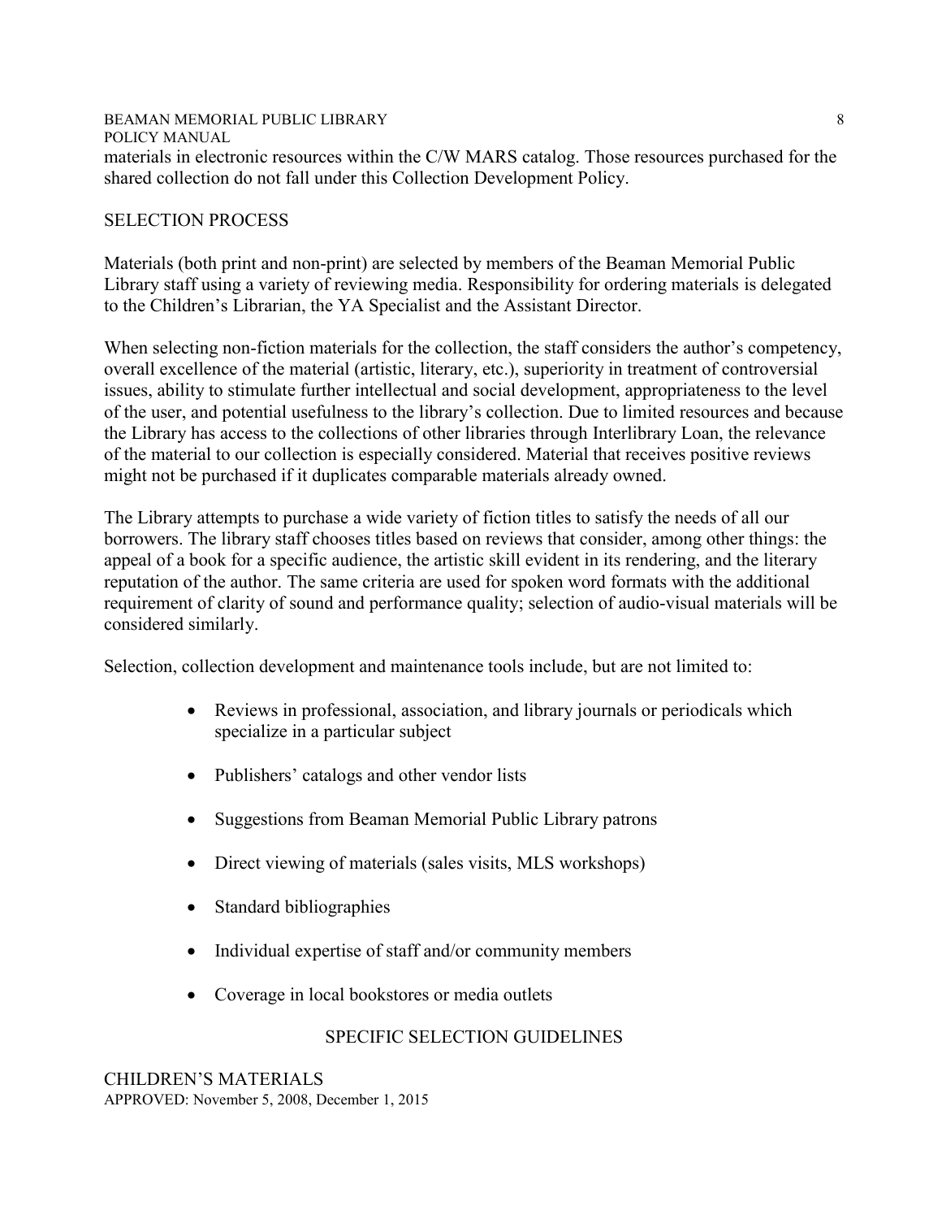materials in electronic resources within the C/W MARS catalog. Those resources purchased for the shared collection do not fall under this Collection Development Policy.

## SELECTION PROCESS

Materials (both print and non-print) are selected by members of the Beaman Memorial Public Library staff using a variety of reviewing media. Responsibility for ordering materials is delegated to the Children's Librarian, the YA Specialist and the Assistant Director.

When selecting non-fiction materials for the collection, the staff considers the author's competency, overall excellence of the material (artistic, literary, etc.), superiority in treatment of controversial issues, ability to stimulate further intellectual and social development, appropriateness to the level of the user, and potential usefulness to the library's collection. Due to limited resources and because the Library has access to the collections of other libraries through Interlibrary Loan, the relevance of the material to our collection is especially considered. Material that receives positive reviews might not be purchased if it duplicates comparable materials already owned.

The Library attempts to purchase a wide variety of fiction titles to satisfy the needs of all our borrowers. The library staff chooses titles based on reviews that consider, among other things: the appeal of a book for a specific audience, the artistic skill evident in its rendering, and the literary reputation of the author. The same criteria are used for spoken word formats with the additional requirement of clarity of sound and performance quality; selection of audio-visual materials will be considered similarly.

Selection, collection development and maintenance tools include, but are not limited to:

- Reviews in professional, association, and library journals or periodicals which specialize in a particular subject
- Publishers' catalogs and other vendor lists
- Suggestions from Beaman Memorial Public Library patrons
- Direct viewing of materials (sales visits, MLS workshops)
- Standard bibliographies
- Individual expertise of staff and/or community members
- Coverage in local bookstores or media outlets

## SPECIFIC SELECTION GUIDELINES

### CHILDREN'S MATERIALS

APPROVED: November 5, 2008, December 1, 2015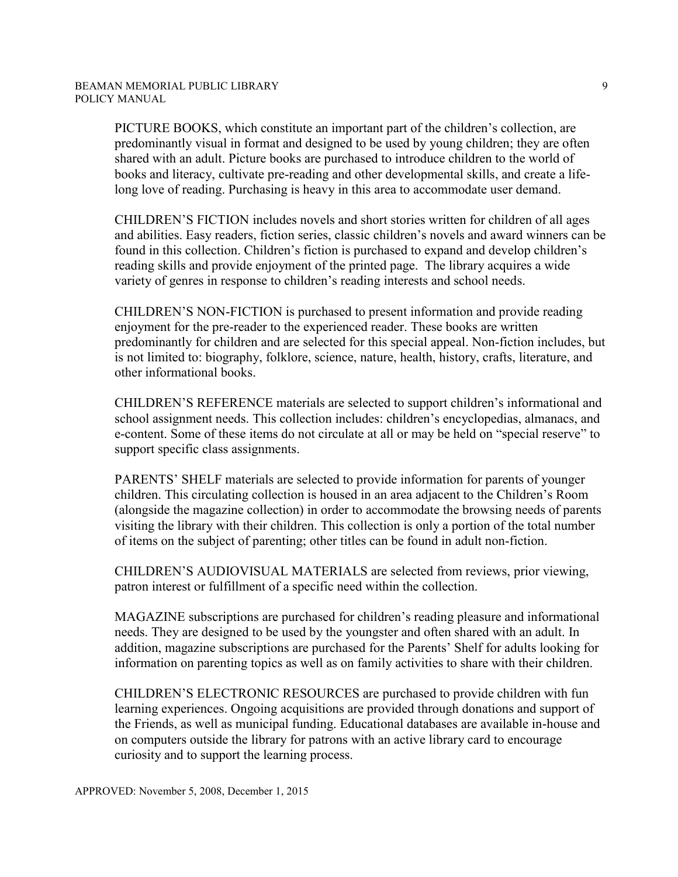PICTURE BOOKS, which constitute an important part of the children's collection, are predominantly visual in format and designed to be used by young children; they are often shared with an adult. Picture books are purchased to introduce children to the world of books and literacy, cultivate pre-reading and other developmental skills, and create a life-long love of reading. Purchasing is heavy in this area to accommodate user demand.

CHILDREN'S FICTION includes novels and short stories written for children of all ages and abilities. Easy readers, fiction series, classic children's novels and award winners can be found in this collection. Children's fiction is purchased to expand and develop children's reading skills and provide enjoyment of the printed page. The library acquires a wide variety of genres in response to children's reading interests and school needs.

CHILDREN'S NON-FICTION is purchased to present information and provide reading enjoyment for the pre-reader to the experienced reader. These books are written predominantly for children and are selected for this special appeal. Non-fiction includes, but is not limited to: biography, folklore, science, nature, health, history, crafts, literature, and other informational books.

CHILDREN'S REFERENCE materials are selected to support children's informational and school assignment needs. This collection includes: children's encyclopedias, almanacs, and e-content. Some of these items do not circulate at all or may be held on "special reserve" to support specific class assignments.

PARENTS' SHELF materials are selected to provide information for parents of younger children. This circulating collection is housed in an area adjacent to the Children's Room (alongside the magazine collection) in order to accommodate the browsing needs of parents visiting the library with their children. This collection is only a portion of the total number of items on the subject of parenting; other titles can be found in adult non-fiction.

CHILDREN'S AUDIOVISUAL MATERIALS are selected from reviews, prior viewing, patron interest or fulfillment of a specific need within the collection.

MAGAZINE subscriptions are purchased for children's reading pleasure and informational needs. They are designed to be used by the youngster and often shared with an adult. In addition, magazine subscriptions are purchased for the Parents' Shelf for adults looking for information on parenting topics as well as on family activities to share with their children.

CHILDREN'S ELECTRONIC RESOURCES are purchased to provide children with fun learning experiences. Ongoing acquisitions are provided through donations and support of the Friends, as well as municipal funding. Educational databases are available in-house and on computers outside the library for patrons with an active library card to encourage curiosity and to support the learning process.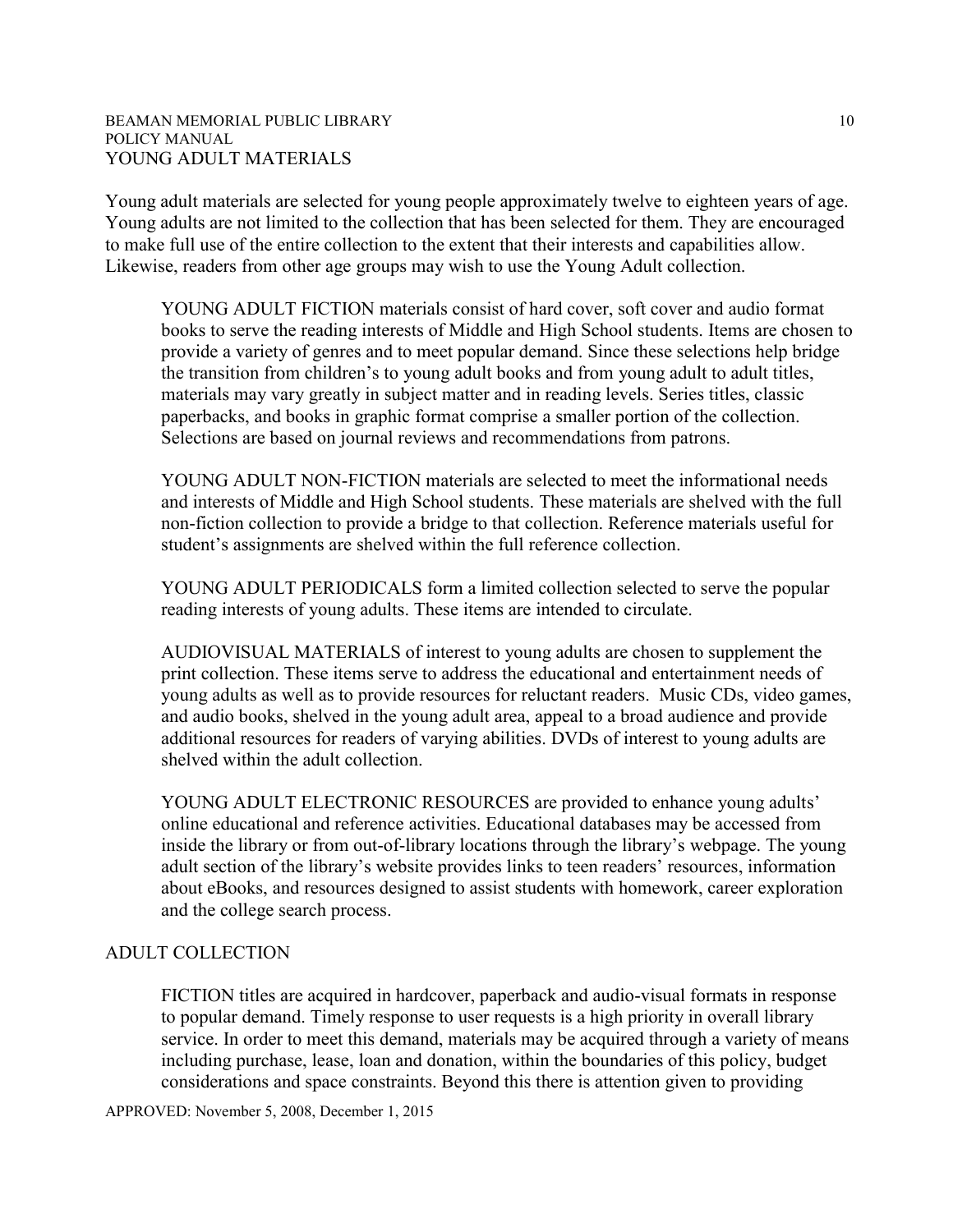## YOUNG ADULT MATERIALS

Young adult materials are selected for young people approximately twelve to eighteen years of age. Young adults are not limited to the collection that has been selected for them. They are encouraged to make full use of the entire collection to the extent that their interests and capabilities allow. Likewise, readers from other age groups may wish to use the Young Adult collection.

YOUNG ADULT FICTION materials consist of hard cover, soft cover and audio format books to serve the reading interests of Middle and High School students. Items are chosen to provide a variety of genres and to meet popular demand. Since these selections help bridge the transition from children's to young adult books and from young adult to adult titles, materials may vary greatly in subject matter and in reading levels. Series titles, classic paperbacks, and books in graphic format comprise a smaller portion of the collection. Selections are based on journal reviews and recommendations from patrons.

YOUNG ADULT NON-FICTION materials are selected to meet the informational needs and interests of Middle and High School students. These materials are shelved with the full non-fiction collection to provide a bridge to that collection. Reference materials useful for student's assignments are shelved within the full reference collection.

YOUNG ADULT PERIODICALS form a limited collection selected to serve the popular reading interests of young adults. These items are intended to circulate.

AUDIOVISUAL MATERIALS of interest to young adults are chosen to supplement the print collection. These items serve to address the educational and entertainment needs of young adults as well as to provide resources for reluctant readers. Music CDs, video games, and audio books, shelved in the young adult area, appeal to a broad audience and provide additional resources for readers of varying abilities. DVDs of interest to young adults are shelved within the adult collection.

YOUNG ADULT ELECTRONIC RESOURCES are provided to enhance young adults' online educational and reference activities. Educational databases may be accessed from inside the library or from out-of-library locations through the library's webpage. The young adult section of the library's website provides links to teen readers' resources, information about eBooks, and resources designed to assist students with homework, career exploration and the college search process.

## ADULT COLLECTION

FICTION titles are acquired in hardcover, paperback and audio-visual formats in response to popular demand. Timely response to user requests is a high priority in overall library service. In order to meet this demand, materials may be acquired through a variety of means including purchase, lease, loan and donation, within the boundaries of this policy, budget considerations and space constraints. Beyond this there is attention given to providing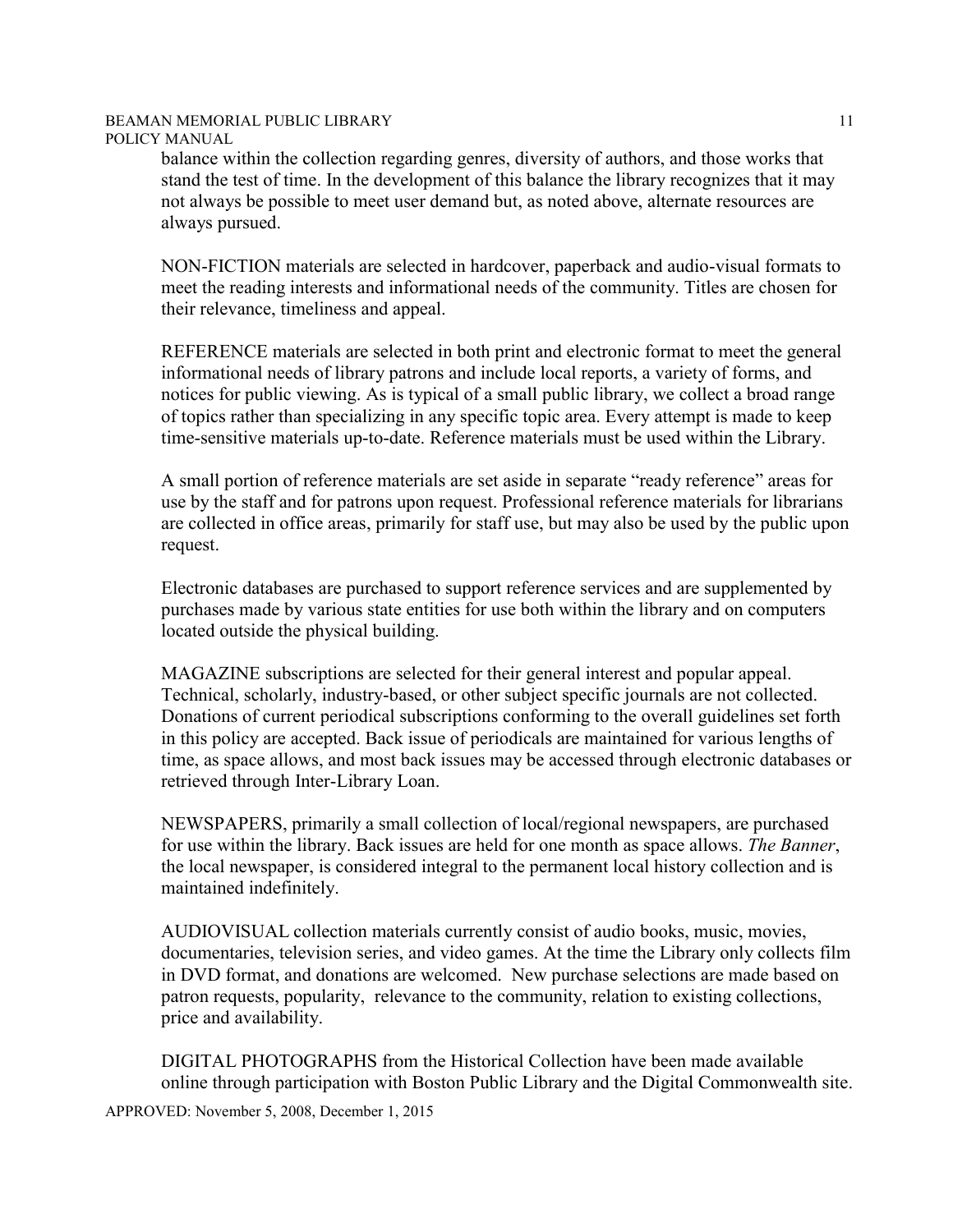balance within the collection regarding genres, diversity of authors, and those works that stand the test of time. In the development of this balance the library recognizes that it may not always be possible to meet user demand but, as noted above, alternate resources are always pursued.

NON-FICTION materials are selected in hardcover, paperback and audio-visual formats to meet the reading interests and informational needs of the community. Titles are chosen for their relevance, timeliness and appeal.

REFERENCE materials are selected in both print and electronic format to meet the general informational needs of library patrons and include local reports, a variety of forms, and notices for public viewing. As is typical of a small public library, we collect a broad range of topics rather than specializing in any specific topic area. Every attempt is made to keep time-sensitive materials up-to-date. Reference materials must be used within the Library.

A small portion of reference materials are set aside in separate "ready reference" areas for use by the staff and for patrons upon request. Professional reference materials for librarians are collected in office areas, primarily for staff use, but may also be used by the public upon request.

Electronic databases are purchased to support reference services and are supplemented by purchases made by various state entities for use both within the library and on computers located outside the physical building.

MAGAZINE subscriptions are selected for their general interest and popular appeal. Technical, scholarly, industry-based, or other subject specific journals are not collected. Donations of current periodical subscriptions conforming to the overall guidelines set forth in this policy are accepted. Back issue of periodicals are maintained for various lengths of time, as space allows, and most back issues may be accessed through electronic databases or retrieved through Inter-Library Loan.

NEWSPAPERS, primarily a small collection of local/regional newspapers, are purchased for use within the library. Back issues are held for one month as space allows. *The Banner*, the local newspaper, is considered integral to the permanent local history collection and is maintained indefinitely.

AUDIOVISUAL collection materials currently consist of audio books, music, movies, documentaries, television series, and video games. At the time the Library only collects film in DVD format, and donations are welcomed. New purchase selections are made based on patron requests, popularity, relevance to the community, relation to existing collections, price and availability.

DIGITAL PHOTOGRAPHS from the Historical Collection have been made available online through participation with Boston Public Library and the Digital Commonwealth site.

APPROVED: November 5, 2008, December 1, 2015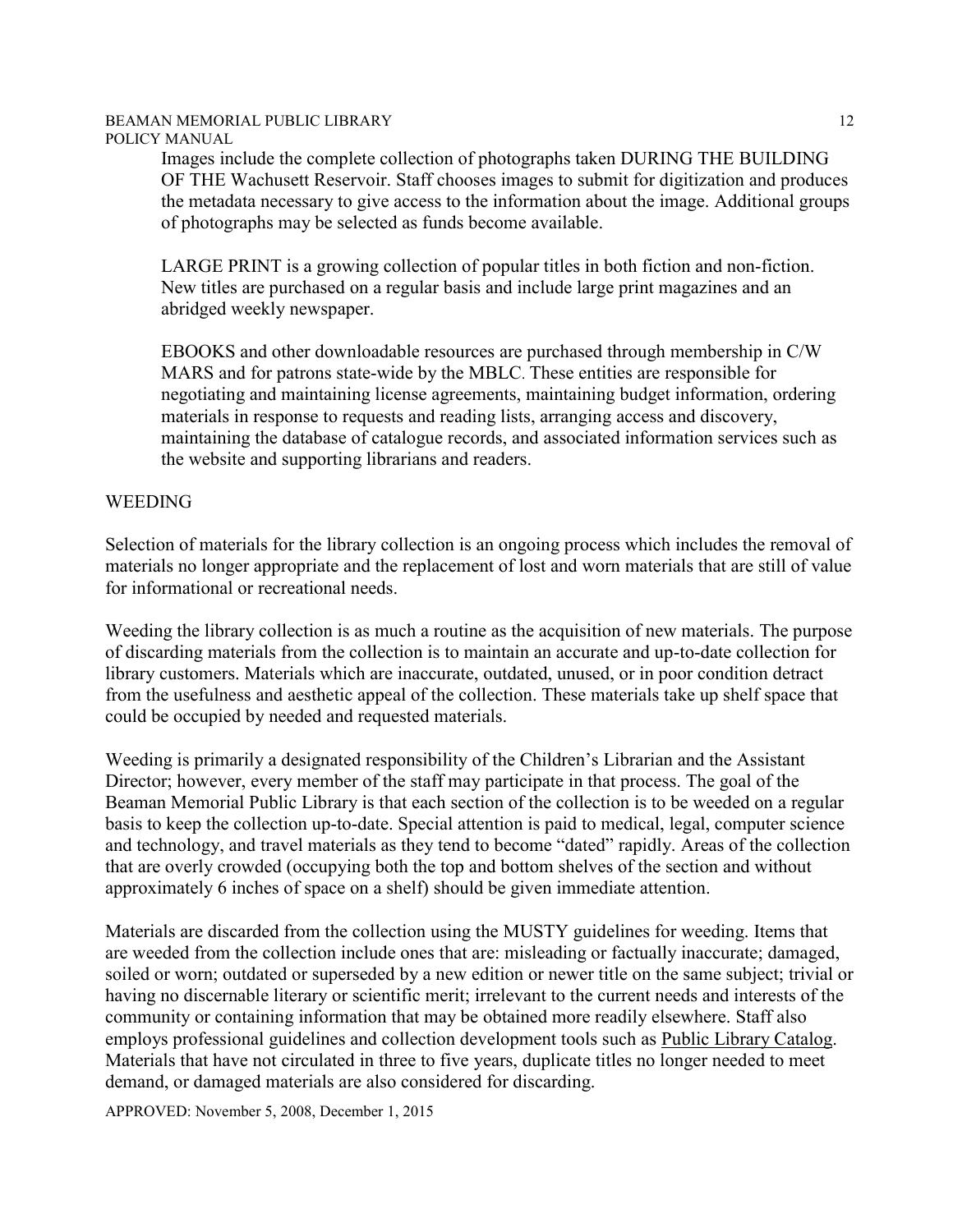Images include the complete collection of photographs taken DURING THE BUILDING OF THE Wachusett Reservoir. Staff chooses images to submit for digitization and produces the metadata necessary to give access to the information about the image. Additional groups of photographs may be selected as funds become available.

LARGE PRINT is a growing collection of popular titles in both fiction and non-fiction. New titles are purchased on a regular basis and include large print magazines and an abridged weekly newspaper.

EBOOKS and other downloadable resources are purchased through membership in C/W MARS and for patrons state-wide by the MBLC. These entities are responsible for negotiating and maintaining license agreements, maintaining budget information, ordering materials in response to requests and reading lists, arranging access and discovery, maintaining the database of catalogue records, and associated information services such as the website and supporting librarians and readers.

## WEEDING

Selection of materials for the library collection is an ongoing process which includes the removal of materials no longer appropriate and the replacement of lost and worn materials that are still of value for informational or recreational needs.

Weeding the library collection is as much a routine as the acquisition of new materials. The purpose of discarding materials from the collection is to maintain an accurate and up-to-date collection for library customers. Materials which are inaccurate, outdated, unused, or in poor condition detract from the usefulness and aesthetic appeal of the collection. These materials take up shelf space that could be occupied by needed and requested materials.

Weeding is primarily a designated responsibility of the Children's Librarian and the Assistant Director; however, every member of the staff may participate in that process. The goal of the Beaman Memorial Public Library is that each section of the collection is to be weeded on a regular basis to keep the collection up-to-date. Special attention is paid to medical, legal, computer science and technology, and travel materials as they tend to become "dated" rapidly. Areas of the collection that are overly crowded (occupying both the top and bottom shelves of the section and without approximately 6 inches of space on a shelf) should be given immediate attention.

Materials are discarded from the collection using the MUSTY guidelines for weeding. Items that are weeded from the collection include ones that are: misleading or factually inaccurate; damaged, soiled or worn; outdated or superseded by a new edition or newer title on the same subject; trivial or having no discernable literary or scientific merit; irrelevant to the current needs and interests of the community or containing information that may be obtained more readily elsewhere. Staff also employs professional guidelines and collection development tools such as Public Library Catalog. Materials that have not circulated in three to five years, duplicate titles no longer needed to meet demand, or damaged materials are also considered for discarding.

APPROVED: November 5, 2008, December 1, 2015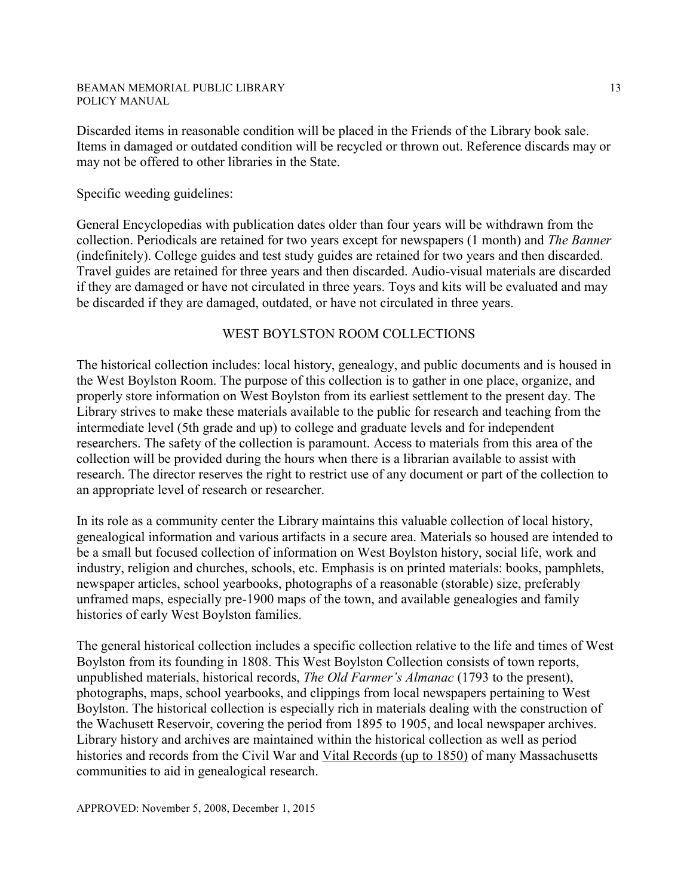Discarded items in reasonable condition will be placed in the Friends of the Library book sale. Items in damaged or outdated condition will be recycled or thrown out. Reference discards may or may not be offered to other libraries in the State.

Specific weeding guidelines:

General Encyclopedias with publication dates older than four years will be withdrawn from the collection. Periodicals are retained for two years except for newspapers (1 month) and *The Banner* (indefinitely). College guides and test study guides are retained for two years and then discarded. Travel guides are retained for three years and then discarded. Audio-visual materials are discarded if they are damaged or have not circulated in three years. Toys and kits will be evaluated and may be discarded if they are damaged, outdated, or have not circulated in three years.

## WEST BOYLSTON ROOM COLLECTIONS

The historical collection includes: local history, genealogy, and public documents and is housed in the West Boylston Room. The purpose of this collection is to gather in one place, organize, and properly store information on West Boylston from its earliest settlement to the present day. The Library strives to make these materials available to the public for research and teaching from the intermediate level (5th grade and up) to college and graduate levels and for independent researchers. The safety of the collection is paramount. Access to materials from this area of the collection will be provided during the hours when there is a librarian available to assist with research. The director reserves the right to restrict use of any document or part of the collection to an appropriate level of research or researcher.

In its role as a community center the Library maintains this valuable collection of local history, genealogical information and various artifacts in a secure area. Materials so housed are intended to be a small but focused collection of information on West Boylston history, social life, work and industry, religion and churches, schools, etc. Emphasis is on printed materials: books, pamphlets, newspaper articles, school yearbooks, photographs of a reasonable (storable) size, preferably unframed maps, especially pre-1900 maps of the town, and available genealogies and family histories of early West Boylston families.

The general historical collection includes a specific collection relative to the life and times of West Boylston from its founding in 1808. This West Boylston Collection consists of town reports, unpublished materials, historical records, *The Old Farmer's Almanac* (1793 to the present), photographs, maps, school yearbooks, and clippings from local newspapers pertaining to West Boylston. The historical collection is especially rich in materials dealing with the construction of the Wachusett Reservoir, covering the period from 1895 to 1905, and local newspaper archives. Library history and archives are maintained within the historical collection as well as period histories and records from the Civil War and <u>Vital Records (up to 1850)</u> of many Massachusetts communities to aid in genealogical research.

APPROVED: November 5, 2008, December 1, 2015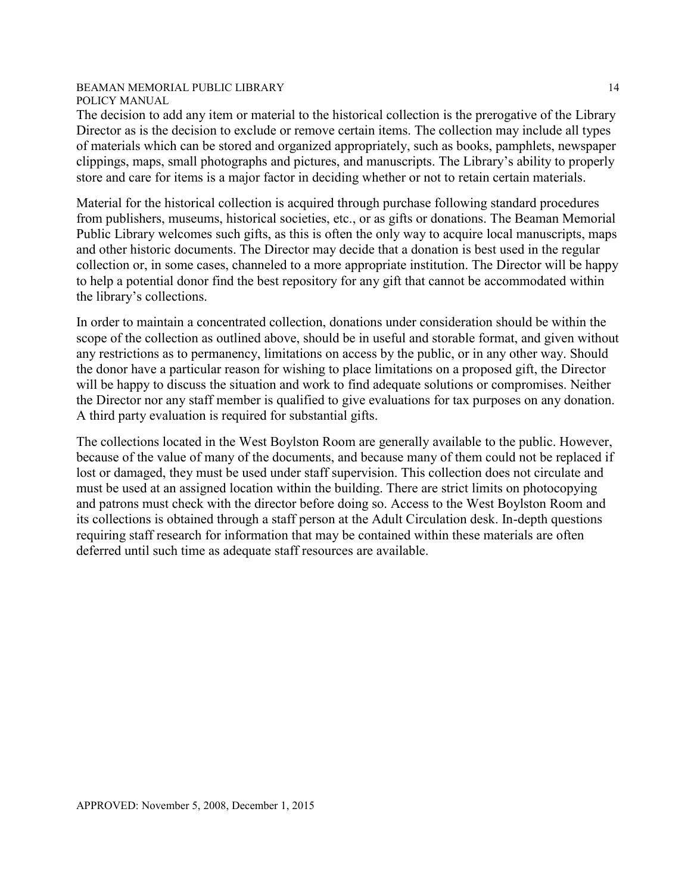The decision to add any item or material to the historical collection is the prerogative of the Library Director as is the decision to exclude or remove certain items. The collection may include all types of materials which can be stored and organized appropriately, such as books, pamphlets, newspaper clippings, maps, small photographs and pictures, and manuscripts. The Library's ability to properly store and care for items is a major factor in deciding whether or not to retain certain materials.

Material for the historical collection is acquired through purchase following standard procedures from publishers, museums, historical societies, etc., or as gifts or donations. The Beaman Memorial Public Library welcomes such gifts, as this is often the only way to acquire local manuscripts, maps and other historic documents. The Director may decide that a donation is best used in the regular collection or, in some cases, channeled to a more appropriate institution. The Director will be happy to help a potential donor find the best repository for any gift that cannot be accommodated within the library's collections.

In order to maintain a concentrated collection, donations under consideration should be within the scope of the collection as outlined above, should be in useful and storable format, and given without any restrictions as to permanency, limitations on access by the public, or in any other way. Should the donor have a particular reason for wishing to place limitations on a proposed gift, the Director will be happy to discuss the situation and work to find adequate solutions or compromises. Neither the Director nor any staff member is qualified to give evaluations for tax purposes on any donation. A third party evaluation is required for substantial gifts.

The collections located in the West Boylston Room are generally available to the public. However, because of the value of many of the documents, and because many of them could not be replaced if lost or damaged, they must be used under staff supervision. This collection does not circulate and must be used at an assigned location within the building. There are strict limits on photocopying and patrons must check with the director before doing so. Access to the West Boylston Room and its collections is obtained through a staff person at the Adult Circulation desk. In-depth questions requiring staff research for information that may be contained within these materials are often deferred until such time as adequate staff resources are available.

APPROVED: November 5, 2008, December 1, 2015